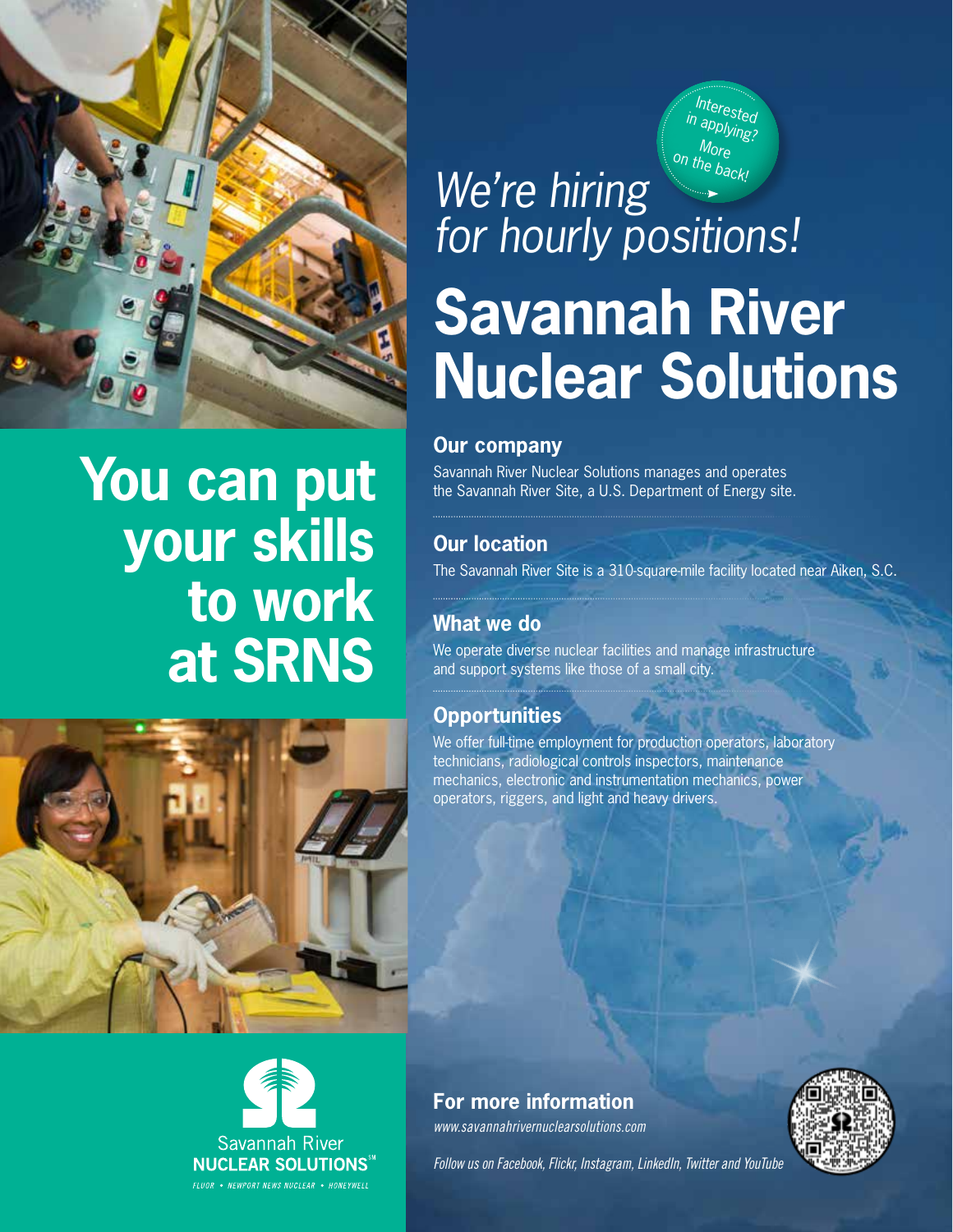# You can put your skills to work at SRNS

*Interested in applying? More on the back!*

*We're hiring for hourly positions!*

# Savannah River Nuclear Solutions

## Our company

Savannah River Nuclear Solutions manages and operates the Savannah River Site, a U.S. Department of Energy site.

## Our location

The Savannah River Site is a 310-square-mile facility located near Aiken, S.C.

## What we do

We operate diverse nuclear facilities and manage infrastructure and support systems like those of a small city.

## Opportunities

We offer full-time employment for production operators, laboratory technicians, radiological controls inspectors, maintenance mechanics, electronic and instrumentation mechanics, power operators, riggers, and light and heavy drivers.

Savannah River
**NUCLEAR SOLUTIONS**℠

FLUOR • NEWPORT NEWS NUCLEAR • HONEYWELL

## For more information

*www.savannahrivernuclearsolutions.com*

*Follow us on Facebook, Flickr, Instagram, LinkedIn, Twitter and YouTube*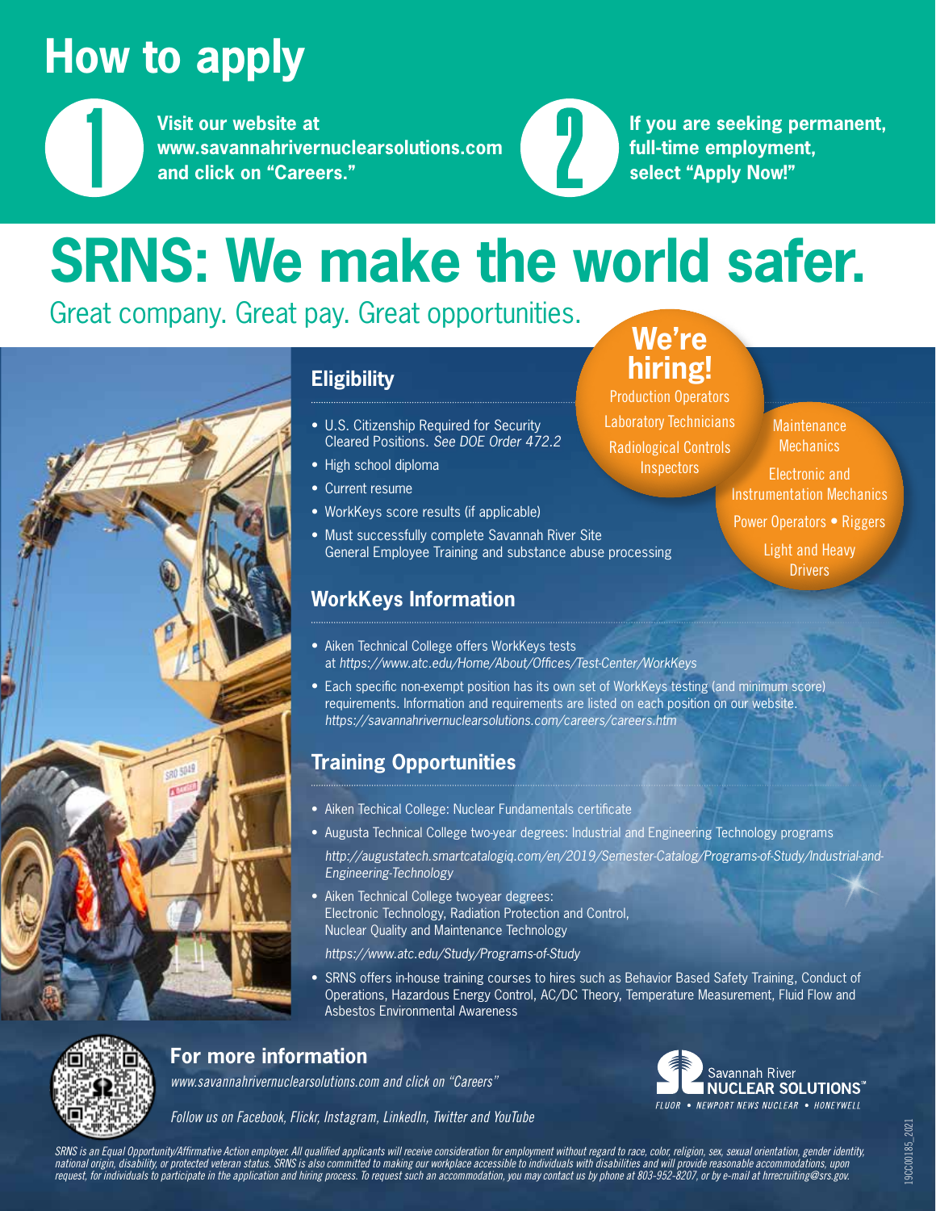# How to apply

1. **Visit our website at www.savannahrivernuclearsolutions.com and click on "Careers."**
2. **If you are seeking permanent, full-time employment, select "Apply Now!"**

# SRNS: We make the world safer.

Great company. Great pay. Great opportunities.

## We're hiring!

- Production Operators
- Laboratory Technicians
- Radiological Controls Inspectors
- Maintenance Mechanics
- Electronic and Instrumentation Mechanics
- Power Operators • Riggers
- Light and Heavy Drivers

## Eligibility

- U.S. Citizenship Required for Security Cleared Positions. *See DOE Order 472.2*
- High school diploma
- Current resume
- WorkKeys score results (if applicable)
- Must successfully complete Savannah River Site General Employee Training and substance abuse processing

## WorkKeys Information

- Aiken Technical College offers WorkKeys tests at *https://www.atc.edu/Home/About/Offices/Test-Center/WorkKeys*
- Each specific non-exempt position has its own set of WorkKeys testing (and minimum score) requirements. Information and requirements are listed on each position on our website. *https://savannahrivernuclearsolutions.com/careers/careers.htm*

## Training Opportunities

- Aiken Techical College: Nuclear Fundamentals certificate
- Augusta Technical College two-year degrees: Industrial and Engineering Technology programs

  *http://augustatech.smartcatalogiq.com/en/2019/Semester-Catalog/Programs-of-Study/Industrial-and-Engineering-Technology*
- Aiken Technical College two-year degrees: Electronic Technology, Radiation Protection and Control, Nuclear Quality and Maintenance Technology

  *https://www.atc.edu/Study/Programs-of-Study*
- SRNS offers in-house training courses to hires such as Behavior Based Safety Training, Conduct of Operations, Hazardous Energy Control, AC/DC Theory, Temperature Measurement, Fluid Flow and Asbestos Environmental Awareness

## For more information

*www.savannahrivernuclearsolutions.com and click on "Careers"*

*Follow us on Facebook, Flickr, Instagram, LinkedIn, Twitter and YouTube*

Savannah River NUCLEAR SOLUTIONS℠
FLUOR • NEWPORT NEWS NUCLEAR • HONEYWELL

*SRNS is an Equal Opportunity/Affirmative Action employer. All qualified applicants will receive consideration for employment without regard to race, color, religion, sex, sexual orientation, gender identity, national origin, disability, or protected veteran status. SRNS is also committed to making our workplace accessible to individuals with disabilities and will provide reasonable accommodations, upon request, for individuals to participate in the application and hiring process. To request such an accommodation, you may contact us by phone at 803-952-8207, or by e-mail at hrrecruiting@srs.gov.*

19CC00185_2021